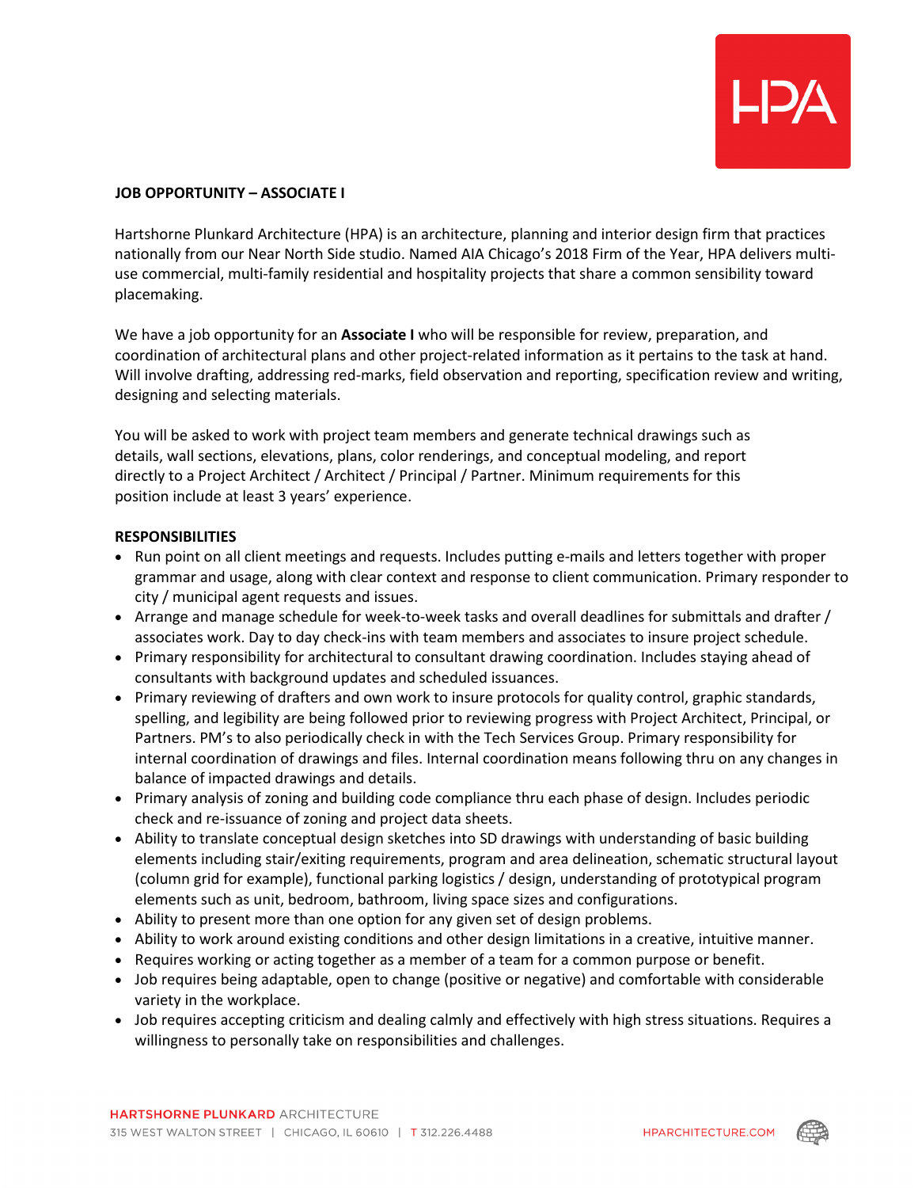## JOB OPPORTUNITY – ASSOCIATE I

Hartshorne Plunkard Architecture (HPA) is an architecture, planning and interior design firm that practices nationally from our Near North Side studio. Named AIA Chicago's 2018 Firm of the Year, HPA delivers multi-use commercial, multi-family residential and hospitality projects that share a common sensibility toward placemaking.

We have a job opportunity for an **Associate I** who will be responsible for review, preparation, and coordination of architectural plans and other project-related information as it pertains to the task at hand. Will involve drafting, addressing red-marks, field observation and reporting, specification review and writing, designing and selecting materials.

You will be asked to work with project team members and generate technical drawings such as details, wall sections, elevations, plans, color renderings, and conceptual modeling, and report directly to a Project Architect / Architect / Principal / Partner. Minimum requirements for this position include at least 3 years' experience.

### RESPONSIBILITIES

- Run point on all client meetings and requests. Includes putting e-mails and letters together with proper grammar and usage, along with clear context and response to client communication. Primary responder to city / municipal agent requests and issues.
- Arrange and manage schedule for week-to-week tasks and overall deadlines for submittals and drafter / associates work. Day to day check-ins with team members and associates to insure project schedule.
- Primary responsibility for architectural to consultant drawing coordination. Includes staying ahead of consultants with background updates and scheduled issuances.
- Primary reviewing of drafters and own work to insure protocols for quality control, graphic standards, spelling, and legibility are being followed prior to reviewing progress with Project Architect, Principal, or Partners. PM's to also periodically check in with the Tech Services Group. Primary responsibility for internal coordination of drawings and files. Internal coordination means following thru on any changes in balance of impacted drawings and details.
- Primary analysis of zoning and building code compliance thru each phase of design. Includes periodic check and re-issuance of zoning and project data sheets.
- Ability to translate conceptual design sketches into SD drawings with understanding of basic building elements including stair/exiting requirements, program and area delineation, schematic structural layout (column grid for example), functional parking logistics / design, understanding of prototypical program elements such as unit, bedroom, bathroom, living space sizes and configurations.
- Ability to present more than one option for any given set of design problems.
- Ability to work around existing conditions and other design limitations in a creative, intuitive manner.
- Requires working or acting together as a member of a team for a common purpose or benefit.
- Job requires being adaptable, open to change (positive or negative) and comfortable with considerable variety in the workplace.
- Job requires accepting criticism and dealing calmly and effectively with high stress situations. Requires a willingness to personally take on responsibilities and challenges.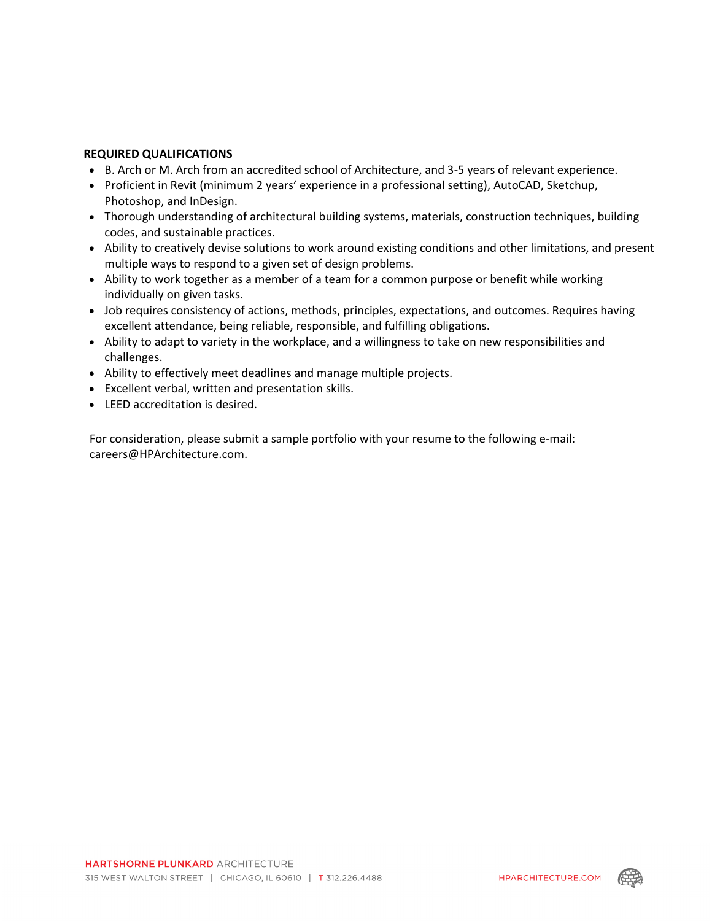**REQUIRED QUALIFICATIONS**

- B. Arch or M. Arch from an accredited school of Architecture, and 3-5 years of relevant experience.
- Proficient in Revit (minimum 2 years' experience in a professional setting), AutoCAD, Sketchup, Photoshop, and InDesign.
- Thorough understanding of architectural building systems, materials, construction techniques, building codes, and sustainable practices.
- Ability to creatively devise solutions to work around existing conditions and other limitations, and present multiple ways to respond to a given set of design problems.
- Ability to work together as a member of a team for a common purpose or benefit while working individually on given tasks.
- Job requires consistency of actions, methods, principles, expectations, and outcomes. Requires having excellent attendance, being reliable, responsible, and fulfilling obligations.
- Ability to adapt to variety in the workplace, and a willingness to take on new responsibilities and challenges.
- Ability to effectively meet deadlines and manage multiple projects.
- Excellent verbal, written and presentation skills.
- LEED accreditation is desired.

For consideration, please submit a sample portfolio with your resume to the following e-mail: careers@HPArchitecture.com.